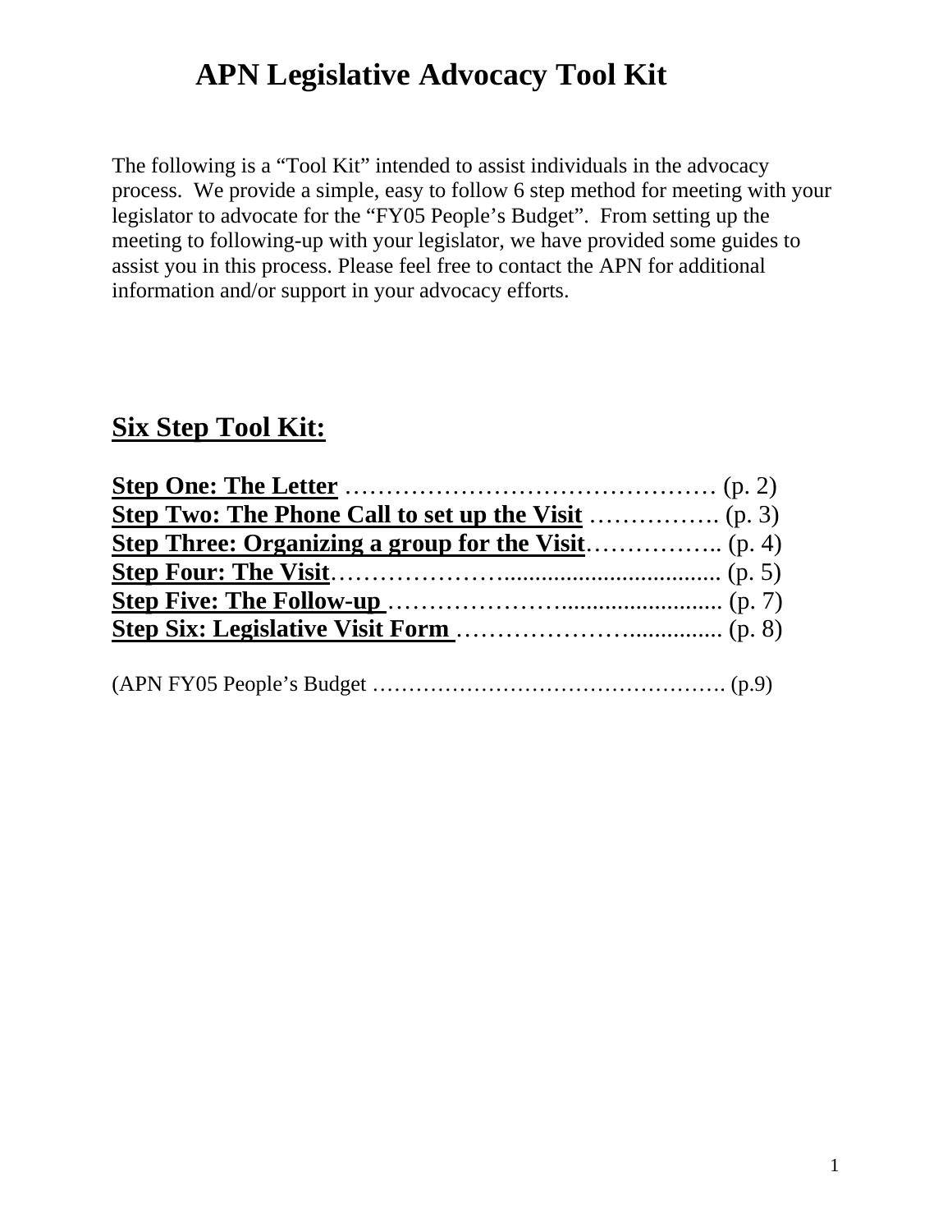# APN Legislative Advocacy Tool Kit

The following is a "Tool Kit" intended to assist individuals in the advocacy process. We provide a simple, easy to follow 6 step method for meeting with your legislator to advocate for the "FY05 People's Budget". From setting up the meeting to following-up with your legislator, we have provided some guides to assist you in this process. Please feel free to contact the APN for additional information and/or support in your advocacy efforts.

## Six Step Tool Kit:

**Step One: The Letter** ……………………………………… (p. 2)
**Step Two: The Phone Call to set up the Visit** ……………. (p. 3)
**Step Three: Organizing a group for the Visit**…………….. (p. 4)
**Step Four: The Visit**…………………................................. (p. 5)
**Step Five: The Follow-up** ……………………........................ (p. 7)
**Step Six: Legislative Visit Form** …………………............... (p. 8)

(APN FY05 People's Budget …………………………………………. (p.9)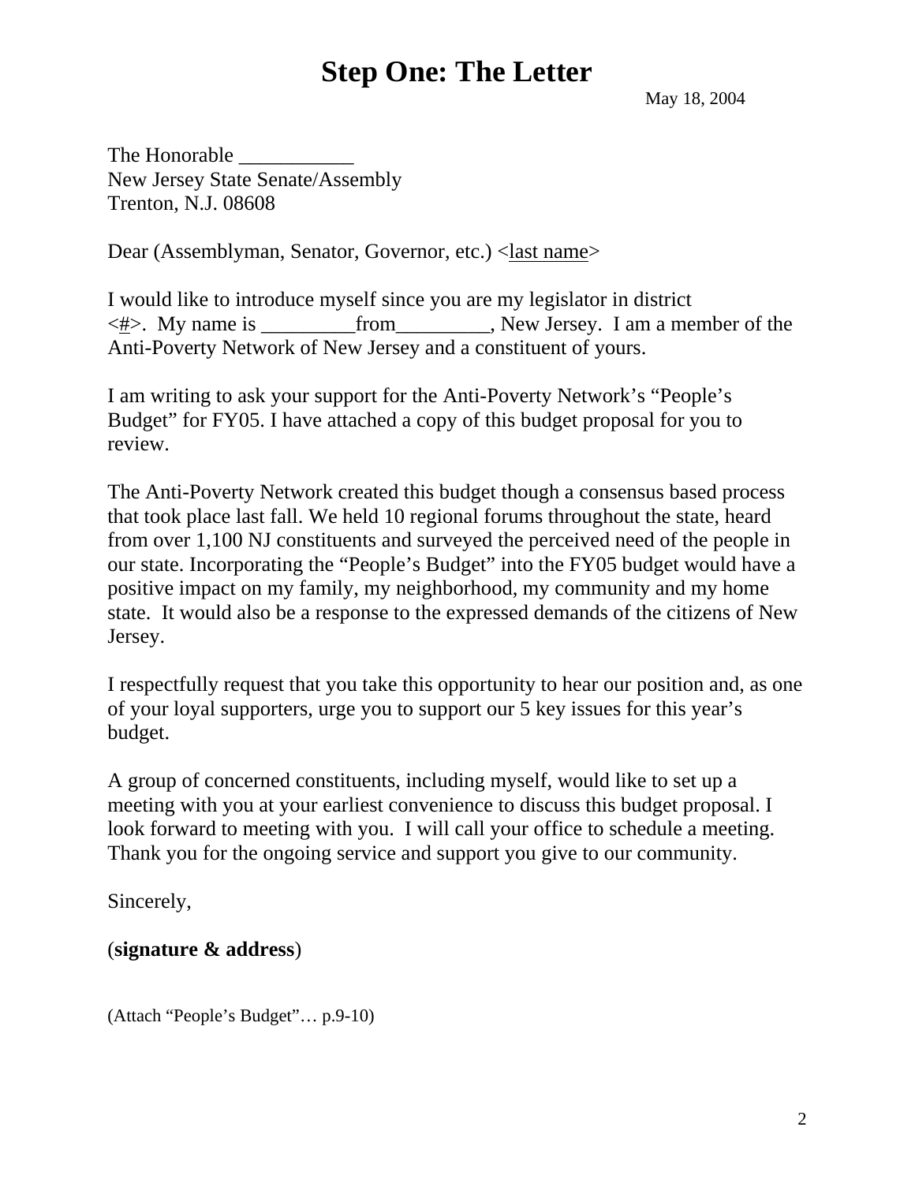# Step One: The Letter

May 18, 2004

The Honorable ___________
New Jersey State Senate/Assembly
Trenton, N.J. 08608

Dear (Assemblyman, Senator, Governor, etc.) <last name>

I would like to introduce myself since you are my legislator in district <#>. My name is _________from_________, New Jersey. I am a member of the Anti-Poverty Network of New Jersey and a constituent of yours.

I am writing to ask your support for the Anti-Poverty Network's "People's Budget" for FY05. I have attached a copy of this budget proposal for you to review.

The Anti-Poverty Network created this budget though a consensus based process that took place last fall. We held 10 regional forums throughout the state, heard from over 1,100 NJ constituents and surveyed the perceived need of the people in our state. Incorporating the "People's Budget" into the FY05 budget would have a positive impact on my family, my neighborhood, my community and my home state. It would also be a response to the expressed demands of the citizens of New Jersey.

I respectfully request that you take this opportunity to hear our position and, as one of your loyal supporters, urge you to support our 5 key issues for this year's budget.

A group of concerned constituents, including myself, would like to set up a meeting with you at your earliest convenience to discuss this budget proposal. I look forward to meeting with you. I will call your office to schedule a meeting. Thank you for the ongoing service and support you give to our community.

Sincerely,

(**signature & address**)

(Attach "People's Budget"… p.9-10)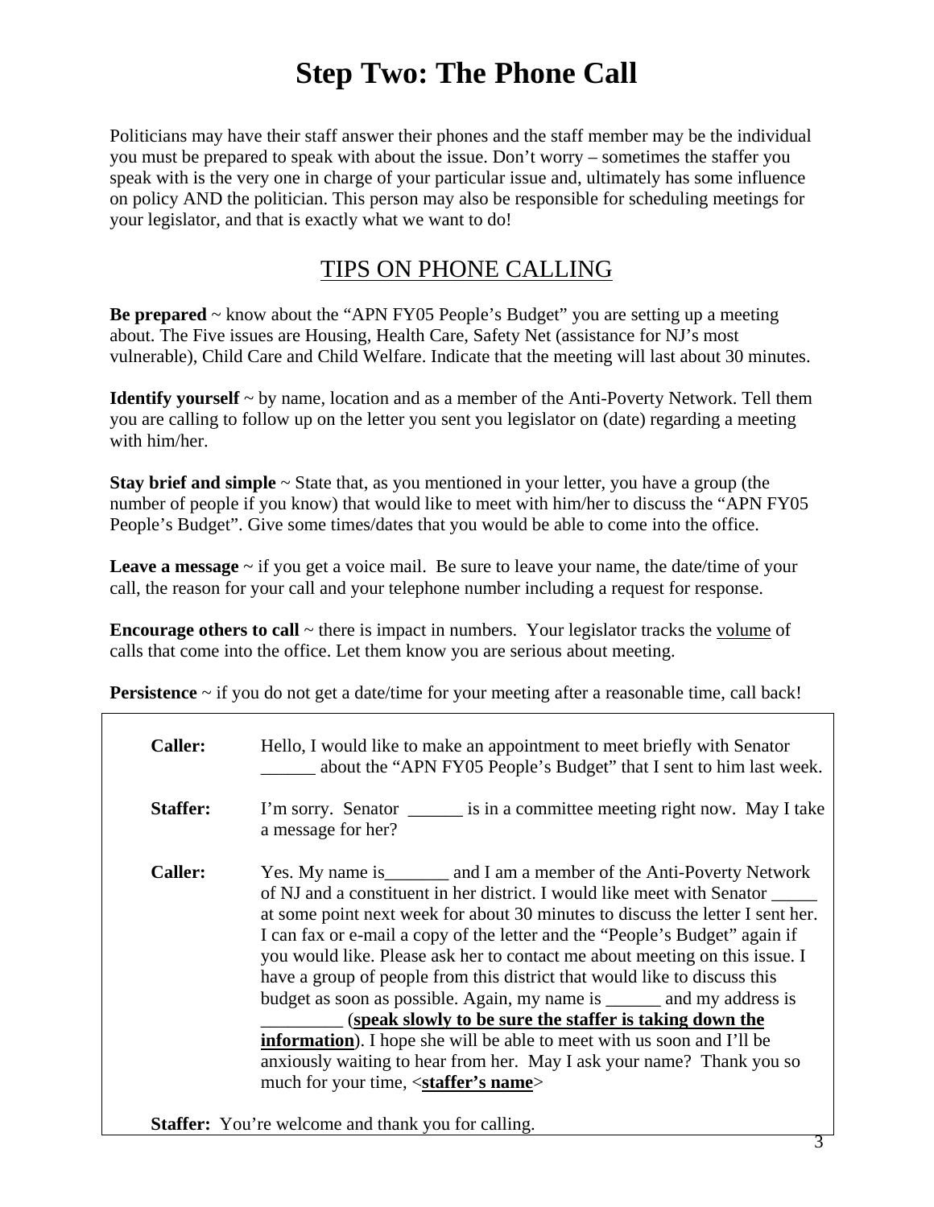# Step Two: The Phone Call

Politicians may have their staff answer their phones and the staff member may be the individual you must be prepared to speak with about the issue. Don't worry – sometimes the staffer you speak with is the very one in charge of your particular issue and, ultimately has some influence on policy AND the politician. This person may also be responsible for scheduling meetings for your legislator, and that is exactly what we want to do!

## TIPS ON PHONE CALLING

**Be prepared** ~ know about the "APN FY05 People's Budget" you are setting up a meeting about. The Five issues are Housing, Health Care, Safety Net (assistance for NJ's most vulnerable), Child Care and Child Welfare. Indicate that the meeting will last about 30 minutes.

**Identify yourself** ~ by name, location and as a member of the Anti-Poverty Network. Tell them you are calling to follow up on the letter you sent you legislator on (date) regarding a meeting with him/her.

**Stay brief and simple** ~ State that, as you mentioned in your letter, you have a group (the number of people if you know) that would like to meet with him/her to discuss the "APN FY05 People's Budget". Give some times/dates that you would be able to come into the office.

**Leave a message** ~ if you get a voice mail. Be sure to leave your name, the date/time of your call, the reason for your call and your telephone number including a request for response.

**Encourage others to call** ~ there is impact in numbers. Your legislator tracks the <u>volume</u> of calls that come into the office. Let them know you are serious about meeting.

**Persistence** ~ if you do not get a date/time for your meeting after a reasonable time, call back!

**Caller:** Hello, I would like to make an appointment to meet briefly with Senator ______ about the "APN FY05 People's Budget" that I sent to him last week.

**Staffer:** I'm sorry. Senator ______ is in a committee meeting right now. May I take a message for her?

**Caller:** Yes. My name is_______ and I am a member of the Anti-Poverty Network of NJ and a constituent in her district. I would like meet with Senator _____ at some point next week for about 30 minutes to discuss the letter I sent her. I can fax or e-mail a copy of the letter and the "People's Budget" again if you would like. Please ask her to contact me about meeting on this issue. I have a group of people from this district that would like to discuss this budget as soon as possible. Again, my name is ______ and my address is _________ (**<u>speak slowly to be sure the staffer is taking down the information</u>**). I hope she will be able to meet with us soon and I'll be anxiously waiting to hear from her. May I ask your name? Thank you so much for your time, <**<u>staffer's name</u>**>

**Staffer:** You're welcome and thank you for calling.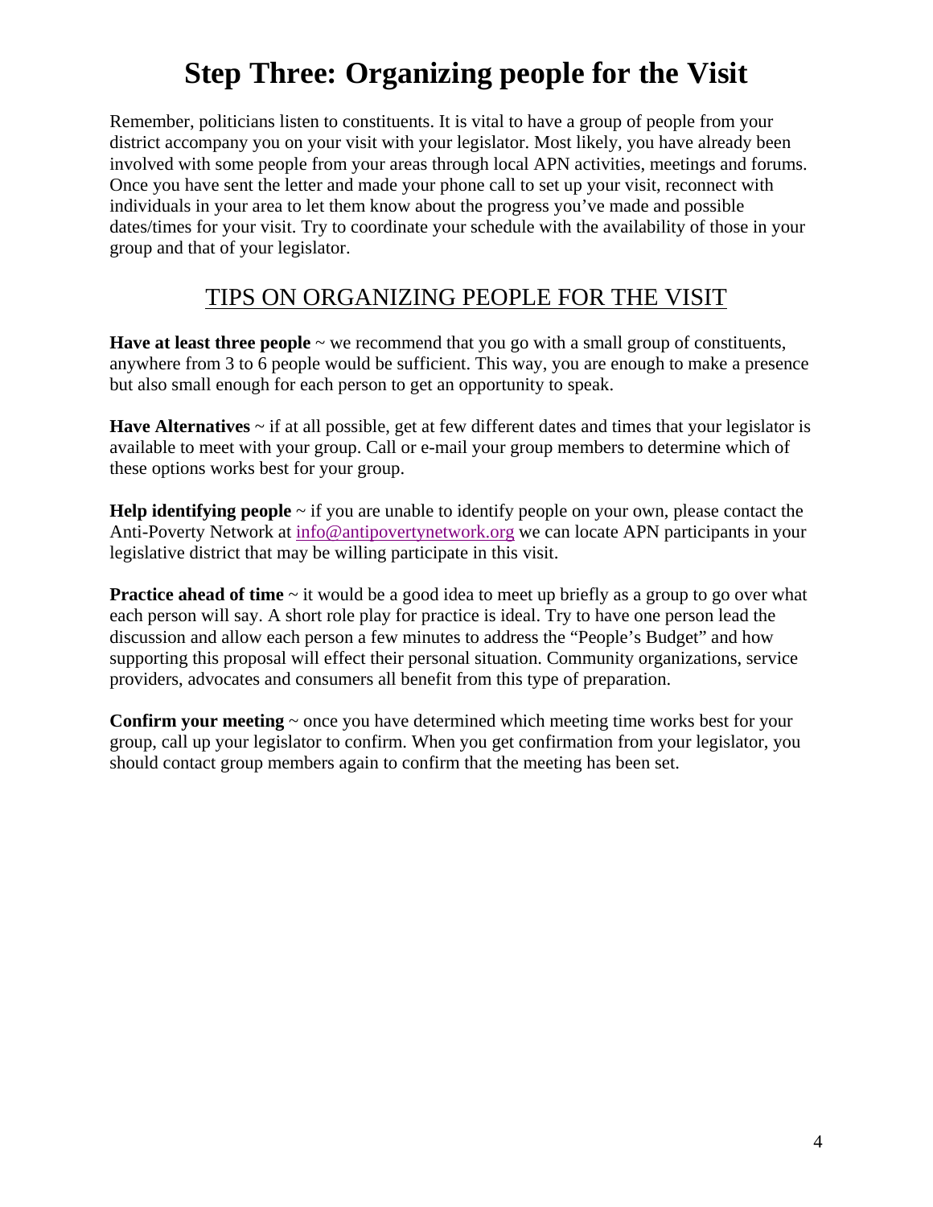# Step Three: Organizing people for the Visit

Remember, politicians listen to constituents. It is vital to have a group of people from your district accompany you on your visit with your legislator. Most likely, you have already been involved with some people from your areas through local APN activities, meetings and forums. Once you have sent the letter and made your phone call to set up your visit, reconnect with individuals in your area to let them know about the progress you've made and possible dates/times for your visit. Try to coordinate your schedule with the availability of those in your group and that of your legislator.

## TIPS ON ORGANIZING PEOPLE FOR THE VISIT

**Have at least three people** ~ we recommend that you go with a small group of constituents, anywhere from 3 to 6 people would be sufficient. This way, you are enough to make a presence but also small enough for each person to get an opportunity to speak.

**Have Alternatives** ~ if at all possible, get at few different dates and times that your legislator is available to meet with your group. Call or e-mail your group members to determine which of these options works best for your group.

**Help identifying people** ~ if you are unable to identify people on your own, please contact the Anti-Poverty Network at info@antipovertynetwork.org we can locate APN participants in your legislative district that may be willing participate in this visit.

**Practice ahead of time** ~ it would be a good idea to meet up briefly as a group to go over what each person will say. A short role play for practice is ideal. Try to have one person lead the discussion and allow each person a few minutes to address the "People's Budget" and how supporting this proposal will effect their personal situation. Community organizations, service providers, advocates and consumers all benefit from this type of preparation.

**Confirm your meeting** ~ once you have determined which meeting time works best for your group, call up your legislator to confirm. When you get confirmation from your legislator, you should contact group members again to confirm that the meeting has been set.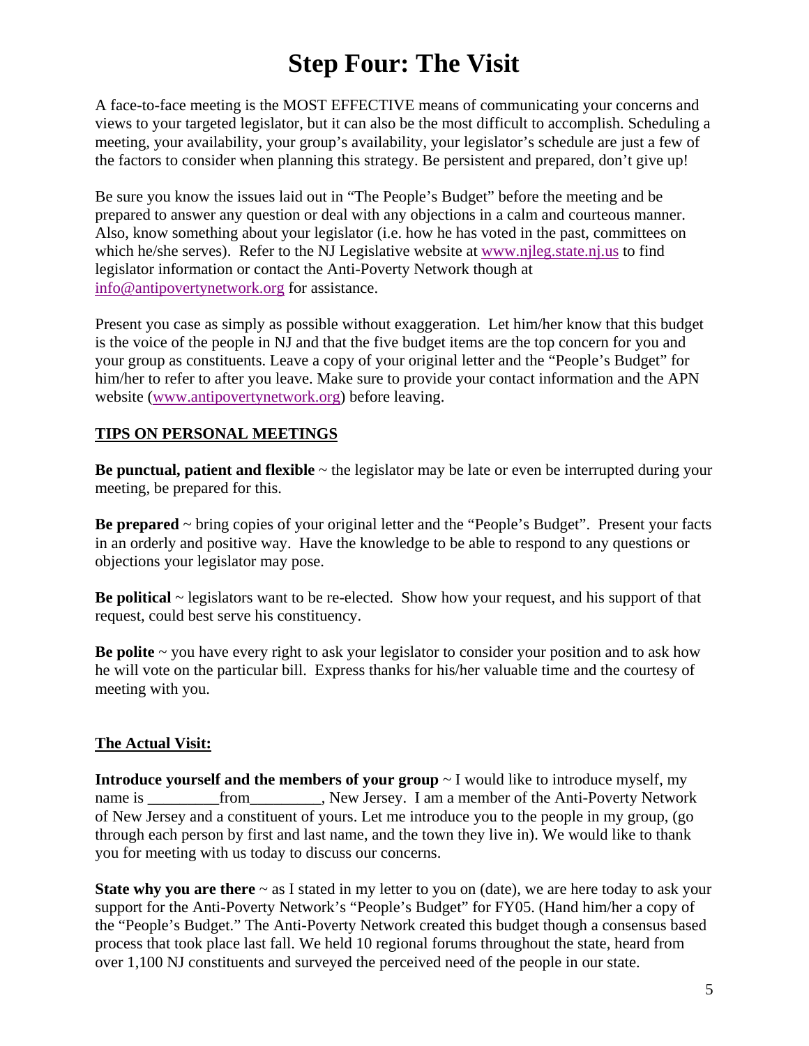# Step Four: The Visit

A face-to-face meeting is the MOST EFFECTIVE means of communicating your concerns and views to your targeted legislator, but it can also be the most difficult to accomplish. Scheduling a meeting, your availability, your group's availability, your legislator's schedule are just a few of the factors to consider when planning this strategy. Be persistent and prepared, don't give up!

Be sure you know the issues laid out in "The People's Budget" before the meeting and be prepared to answer any question or deal with any objections in a calm and courteous manner. Also, know something about your legislator (i.e. how he has voted in the past, committees on which he/she serves). Refer to the NJ Legislative website at www.njleg.state.nj.us to find legislator information or contact the Anti-Poverty Network though at info@antipovertynetwork.org for assistance.

Present you case as simply as possible without exaggeration. Let him/her know that this budget is the voice of the people in NJ and that the five budget items are the top concern for you and your group as constituents. Leave a copy of your original letter and the "People's Budget" for him/her to refer to after you leave. Make sure to provide your contact information and the APN website (www.antipovertynetwork.org) before leaving.

**TIPS ON PERSONAL MEETINGS**

**Be punctual, patient and flexible** ~ the legislator may be late or even be interrupted during your meeting, be prepared for this.

**Be prepared** ~ bring copies of your original letter and the "People's Budget". Present your facts in an orderly and positive way. Have the knowledge to be able to respond to any questions or objections your legislator may pose.

**Be political** ~ legislators want to be re-elected. Show how your request, and his support of that request, could best serve his constituency.

**Be polite** ~ you have every right to ask your legislator to consider your position and to ask how he will vote on the particular bill. Express thanks for his/her valuable time and the courtesy of meeting with you.

**The Actual Visit:**

**Introduce yourself and the members of your group** ~ I would like to introduce myself, my name is _________from_________, New Jersey. I am a member of the Anti-Poverty Network of New Jersey and a constituent of yours. Let me introduce you to the people in my group, (go through each person by first and last name, and the town they live in). We would like to thank you for meeting with us today to discuss our concerns.

**State why you are there** ~ as I stated in my letter to you on (date), we are here today to ask your support for the Anti-Poverty Network's "People's Budget" for FY05. (Hand him/her a copy of the "People's Budget." The Anti-Poverty Network created this budget though a consensus based process that took place last fall. We held 10 regional forums throughout the state, heard from over 1,100 NJ constituents and surveyed the perceived need of the people in our state.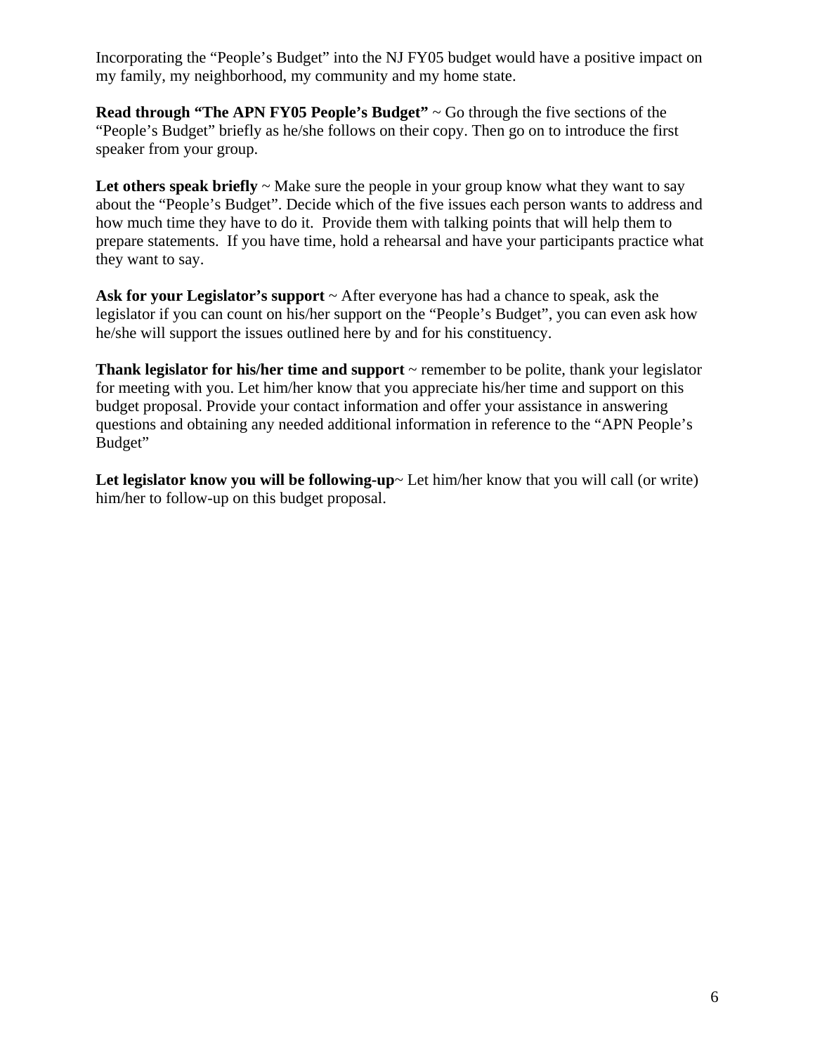Incorporating the “People’s Budget” into the NJ FY05 budget would have a positive impact on my family, my neighborhood, my community and my home state.

**Read through “The APN FY05 People’s Budget”** ~ Go through the five sections of the “People’s Budget” briefly as he/she follows on their copy. Then go on to introduce the first speaker from your group.

**Let others speak briefly** ~ Make sure the people in your group know what they want to say about the “People’s Budget”. Decide which of the five issues each person wants to address and how much time they have to do it. Provide them with talking points that will help them to prepare statements. If you have time, hold a rehearsal and have your participants practice what they want to say.

**Ask for your Legislator’s support** ~ After everyone has had a chance to speak, ask the legislator if you can count on his/her support on the “People’s Budget”, you can even ask how he/she will support the issues outlined here by and for his constituency.

**Thank legislator for his/her time and support** ~ remember to be polite, thank your legislator for meeting with you. Let him/her know that you appreciate his/her time and support on this budget proposal. Provide your contact information and offer your assistance in answering questions and obtaining any needed additional information in reference to the “APN People’s Budget”

**Let legislator know you will be following-up**~ Let him/her know that you will call (or write) him/her to follow-up on this budget proposal.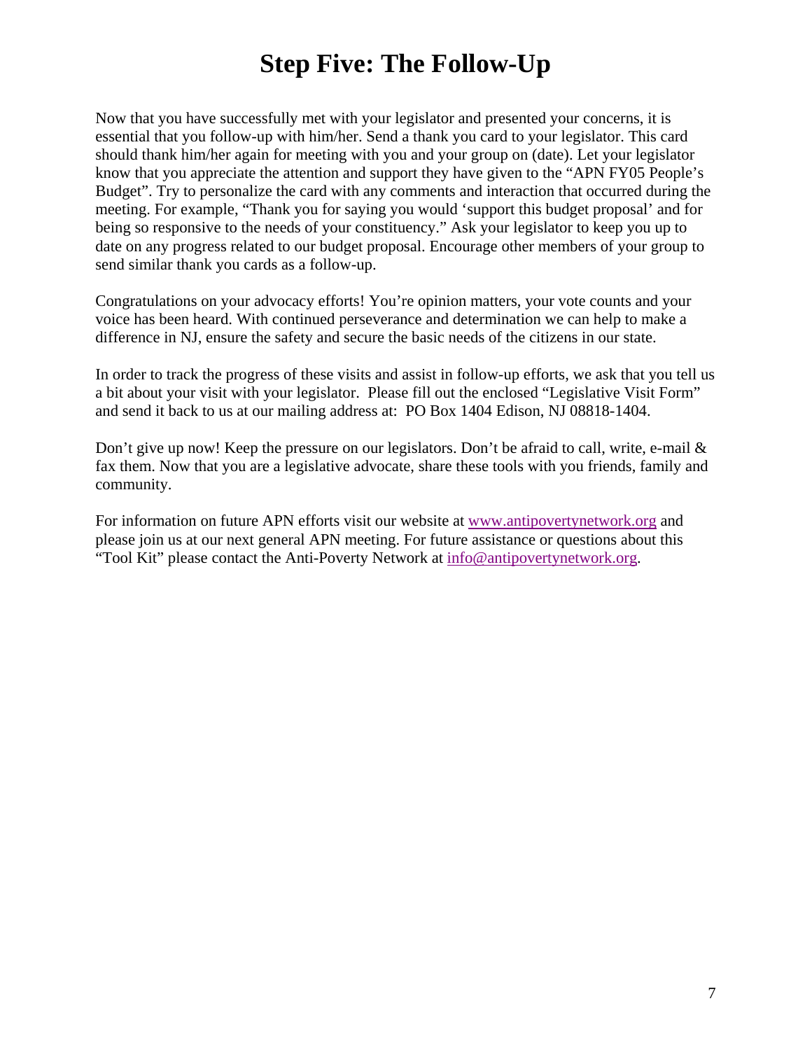# Step Five: The Follow-Up

Now that you have successfully met with your legislator and presented your concerns, it is essential that you follow-up with him/her. Send a thank you card to your legislator. This card should thank him/her again for meeting with you and your group on (date). Let your legislator know that you appreciate the attention and support they have given to the "APN FY05 People's Budget". Try to personalize the card with any comments and interaction that occurred during the meeting. For example, "Thank you for saying you would 'support this budget proposal' and for being so responsive to the needs of your constituency." Ask your legislator to keep you up to date on any progress related to our budget proposal. Encourage other members of your group to send similar thank you cards as a follow-up.

Congratulations on your advocacy efforts! You're opinion matters, your vote counts and your voice has been heard. With continued perseverance and determination we can help to make a difference in NJ, ensure the safety and secure the basic needs of the citizens in our state.

In order to track the progress of these visits and assist in follow-up efforts, we ask that you tell us a bit about your visit with your legislator. Please fill out the enclosed "Legislative Visit Form" and send it back to us at our mailing address at: PO Box 1404 Edison, NJ 08818-1404.

Don't give up now! Keep the pressure on our legislators. Don't be afraid to call, write, e-mail & fax them. Now that you are a legislative advocate, share these tools with you friends, family and community.

For information on future APN efforts visit our website at www.antipovertynetwork.org and please join us at our next general APN meeting. For future assistance or questions about this "Tool Kit" please contact the Anti-Poverty Network at info@antipovertynetwork.org.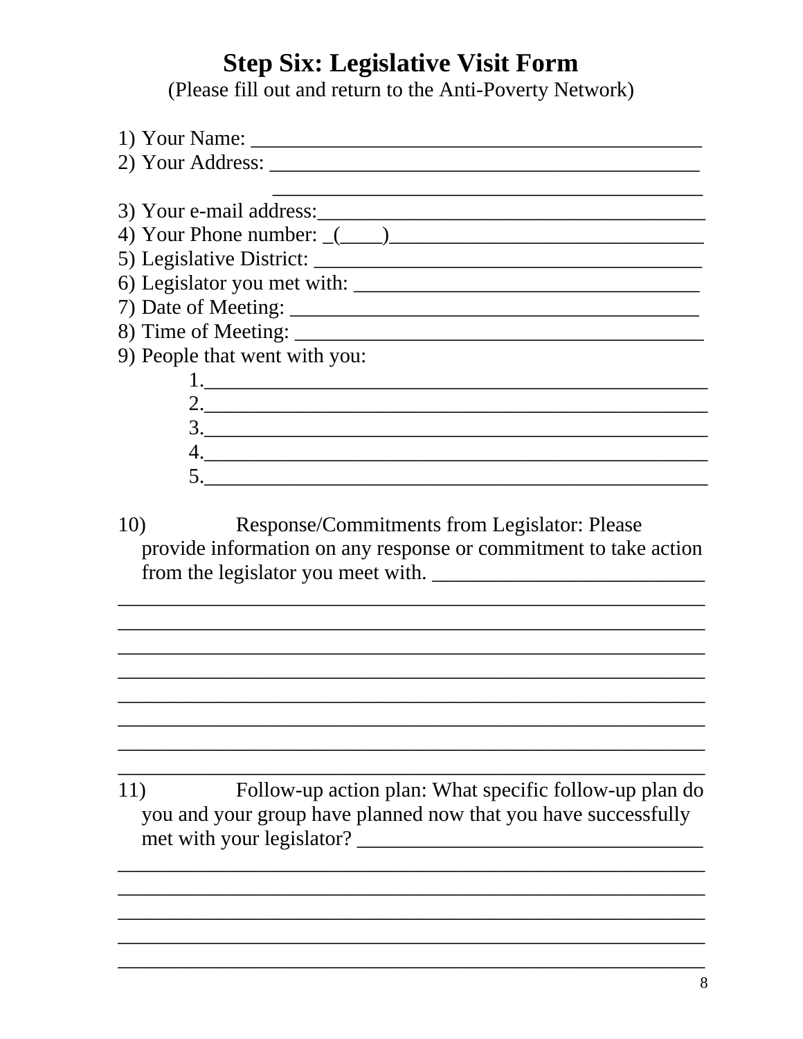# Step Six: Legislative Visit Form

(Please fill out and return to the Anti-Poverty Network)

1) Your Name: ___________________________________________
2) Your Address: _________________________________________
   _________________________________________
3) Your e-mail address:_____________________________________
4) Your Phone number: _(____)______________________________
5) Legislative District: ____________________________________
6) Legislator you met with: _________________________________
7) Date of Meeting: _______________________________________
8) Time of Meeting: _______________________________________
9) People that went with you:
   1.______________________________________________
   2.______________________________________________
   3.______________________________________________
   4.______________________________________________
   5.______________________________________________

10) Response/Commitments from Legislator: Please provide information on any response or commitment to take action from the legislator you meet with. __________________________

_______________________________________________________
_______________________________________________________
_______________________________________________________
_______________________________________________________
_______________________________________________________
_______________________________________________________
_______________________________________________________
_______________________________________________________

11) Follow-up action plan: What specific follow-up plan do you and your group have planned now that you have successfully met with your legislator? _________________________________

_______________________________________________________
_______________________________________________________
_______________________________________________________
_______________________________________________________
_______________________________________________________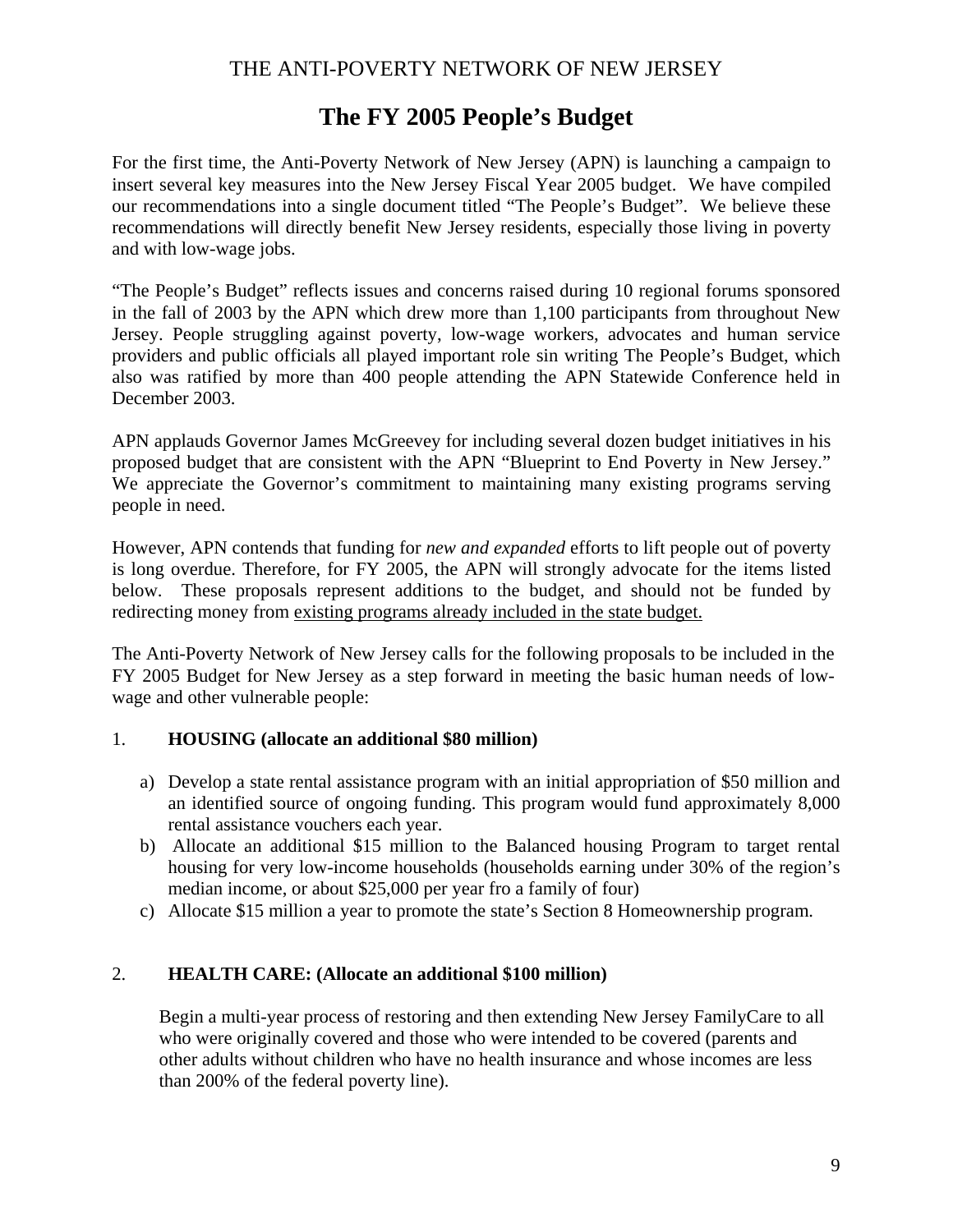THE ANTI-POVERTY NETWORK OF NEW JERSEY

# The FY 2005 People's Budget

For the first time, the Anti-Poverty Network of New Jersey (APN) is launching a campaign to insert several key measures into the New Jersey Fiscal Year 2005 budget. We have compiled our recommendations into a single document titled "The People's Budget". We believe these recommendations will directly benefit New Jersey residents, especially those living in poverty and with low-wage jobs.

"The People's Budget" reflects issues and concerns raised during 10 regional forums sponsored in the fall of 2003 by the APN which drew more than 1,100 participants from throughout New Jersey. People struggling against poverty, low-wage workers, advocates and human service providers and public officials all played important role sin writing The People's Budget, which also was ratified by more than 400 people attending the APN Statewide Conference held in December 2003.

APN applauds Governor James McGreevey for including several dozen budget initiatives in his proposed budget that are consistent with the APN "Blueprint to End Poverty in New Jersey." We appreciate the Governor's commitment to maintaining many existing programs serving people in need.

However, APN contends that funding for *new and expanded* efforts to lift people out of poverty is long overdue. Therefore, for FY 2005, the APN will strongly advocate for the items listed below. These proposals represent additions to the budget, and should not be funded by redirecting money from <u>existing programs already included in the state budget.</u>

The Anti-Poverty Network of New Jersey calls for the following proposals to be included in the FY 2005 Budget for New Jersey as a step forward in meeting the basic human needs of low-wage and other vulnerable people:

1. **HOUSING (allocate an additional $80 million)**

   a) Develop a state rental assistance program with an initial appropriation of $50 million and an identified source of ongoing funding. This program would fund approximately 8,000 rental assistance vouchers each year.
   b) Allocate an additional $15 million to the Balanced housing Program to target rental housing for very low-income households (households earning under 30% of the region's median income, or about $25,000 per year fro a family of four)
   c) Allocate $15 million a year to promote the state's Section 8 Homeownership program.

2. **HEALTH CARE: (Allocate an additional $100 million)**

   Begin a multi-year process of restoring and then extending New Jersey FamilyCare to all who were originally covered and those who were intended to be covered (parents and other adults without children who have no health insurance and whose incomes are less than 200% of the federal poverty line).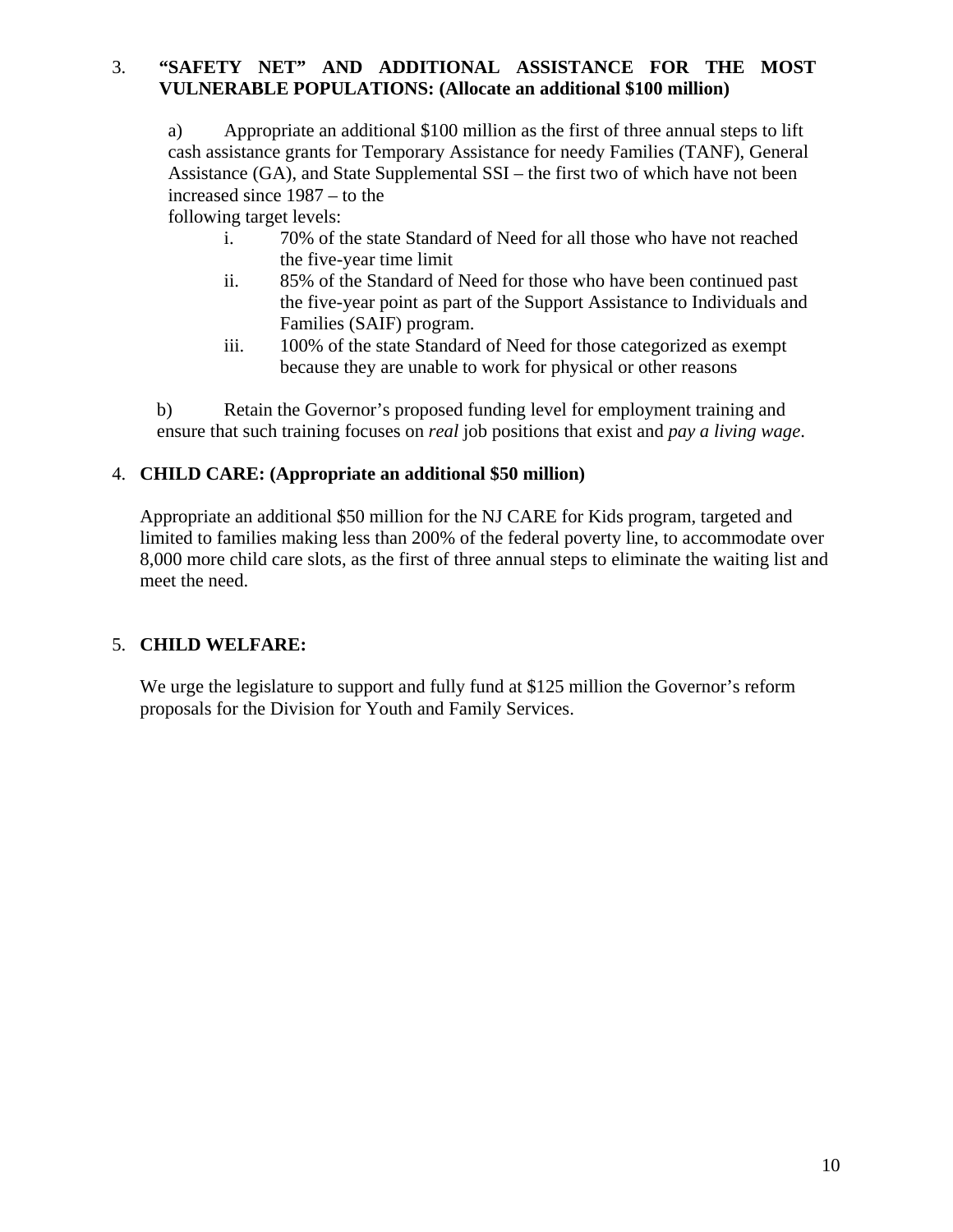3. **"SAFETY NET" AND ADDITIONAL ASSISTANCE FOR THE MOST VULNERABLE POPULATIONS: (Allocate an additional $100 million)**

   a) Appropriate an additional $100 million as the first of three annual steps to lift cash assistance grants for Temporary Assistance for needy Families (TANF), General Assistance (GA), and State Supplemental SSI – the first two of which have not been increased since 1987 – to the following target levels:

      i. 70% of the state Standard of Need for all those who have not reached the five-year time limit
      ii. 85% of the Standard of Need for those who have been continued past the five-year point as part of the Support Assistance to Individuals and Families (SAIF) program.
      iii. 100% of the state Standard of Need for those categorized as exempt because they are unable to work for physical or other reasons

   b) Retain the Governor's proposed funding level for employment training and ensure that such training focuses on *real* job positions that exist and *pay a living wage*.

4. **CHILD CARE: (Appropriate an additional $50 million)**

   Appropriate an additional $50 million for the NJ CARE for Kids program, targeted and limited to families making less than 200% of the federal poverty line, to accommodate over 8,000 more child care slots, as the first of three annual steps to eliminate the waiting list and meet the need.

5. **CHILD WELFARE:**

   We urge the legislature to support and fully fund at $125 million the Governor's reform proposals for the Division for Youth and Family Services.